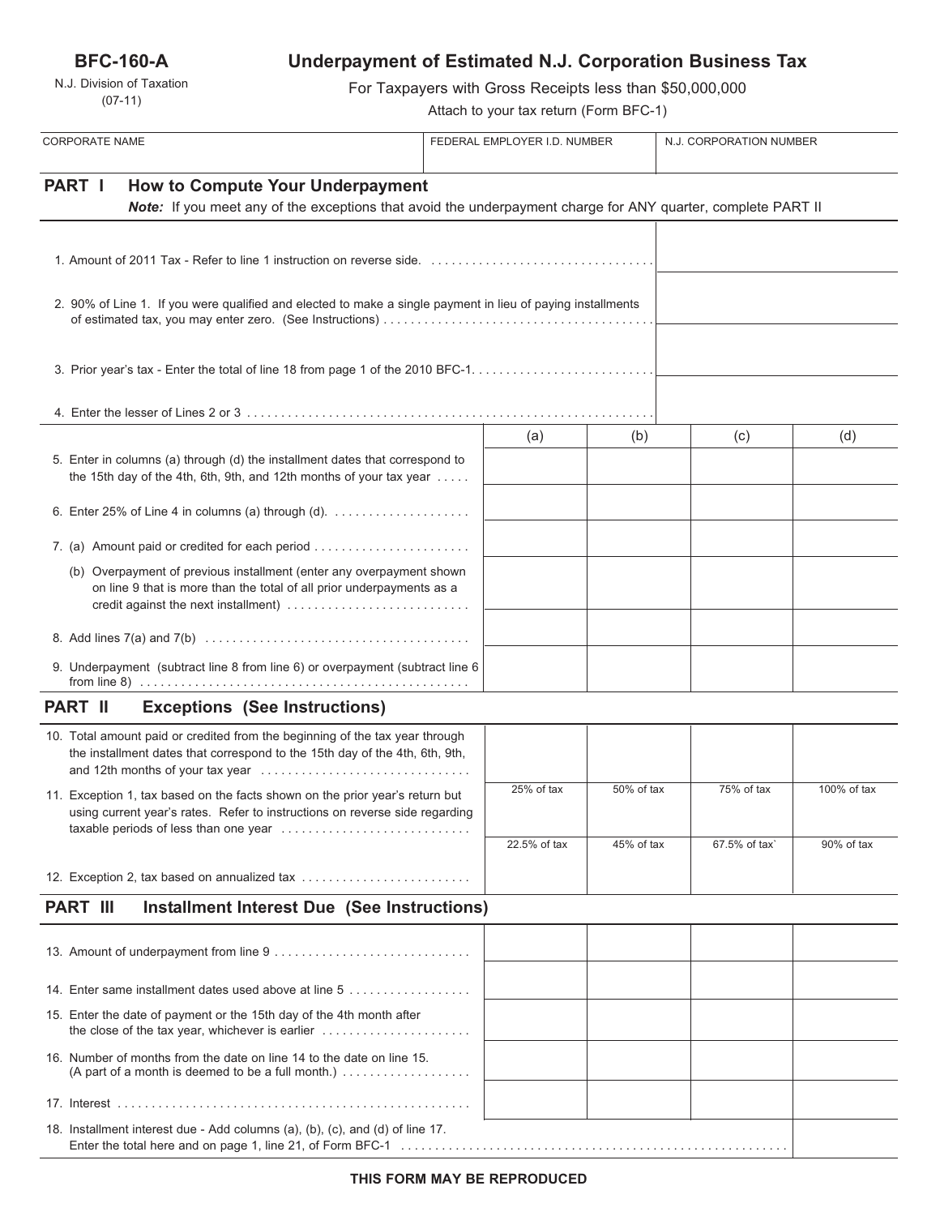**BFC-160-A**

N.J. Division of Taxation
(07-11)

# Underpayment of Estimated N.J. Corporation Business Tax

For Taxpayers with Gross Receipts less than $50,000,000

Attach to your tax return (Form BFC-1)

| CORPORATE NAME | FEDERAL EMPLOYER I.D. NUMBER | N.J. CORPORATION NUMBER |
|---|---|---|
| | | |

## PART I How to Compute Your Underpayment

***Note:*** *If you meet any of the exceptions that avoid the underpayment charge for ANY quarter, complete PART II*

| | |
|---|---|
| 1. Amount of 2011 Tax - Refer to line 1 instruction on reverse side. | |
| 2. 90% of Line 1. If you were qualified and elected to make a single payment in lieu of paying installments of estimated tax, you may enter zero. (See Instructions) | |
| 3. Prior year's tax - Enter the total of line 18 from page 1 of the 2010 BFC-1. | |
| 4. Enter the lesser of Lines 2 or 3 | |

| | (a) | (b) | (c) | (d) |
|---|---|---|---|---|
| 5. Enter in columns (a) through (d) the installment dates that correspond to the 15th day of the 4th, 6th, 9th, and 12th months of your tax year | | | | |
| 6. Enter 25% of Line 4 in columns (a) through (d). | | | | |
| 7. (a) Amount paid or credited for each period | | | | |
| (b) Overpayment of previous installment (enter any overpayment shown on line 9 that is more than the total of all prior underpayments as a credit against the next installment) | | | | |
| 8. Add lines 7(a) and 7(b) | | | | |
| 9. Underpayment (subtract line 8 from line 6) or overpayment (subtract line 6 from line 8) | | | | |

## PART II Exceptions (See Instructions)

| | (a) | (b) | (c) | (d) |
|---|---|---|---|---|
| 10. Total amount paid or credited from the beginning of the tax year through the installment dates that correspond to the 15th day of the 4th, 6th, 9th, and 12th months of your tax year | | | | |
| 11. Exception 1, tax based on the facts shown on the prior year's return but using current year's rates. Refer to instructions on reverse side regarding taxable periods of less than one year | 25% of tax | 50% of tax | 75% of tax | 100% of tax |
| 12. Exception 2, tax based on annualized tax | 22.5% of tax | 45% of tax | 67.5% of tax` | 90% of tax |

## PART III Installment Interest Due (See Instructions)

| | (a) | (b) | (c) | (d) |
|---|---|---|---|---|
| 13. Amount of underpayment from line 9 | | | | |
| 14. Enter same installment dates used above at line 5 | | | | |
| 15. Enter the date of payment or the 15th day of the 4th month after the close of the tax year, whichever is earlier | | | | |
| 16. Number of months from the date on line 14 to the date on line 15. (A part of a month is deemed to be a full month.) | | | | |
| 17. Interest | | | | |
| 18. Installment interest due - Add columns (a), (b), (c), and (d) of line 17. Enter the total here and on page 1, line 21, of Form BFC-1 | | | | |

**THIS FORM MAY BE REPRODUCED**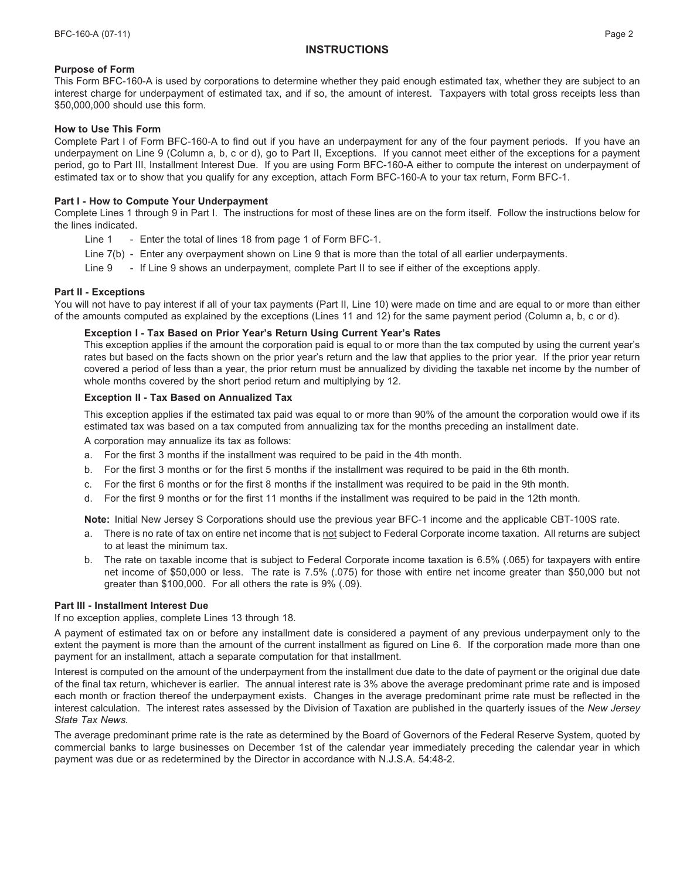## INSTRUCTIONS

**Purpose of Form**

This Form BFC-160-A is used by corporations to determine whether they paid enough estimated tax, whether they are subject to an interest charge for underpayment of estimated tax, and if so, the amount of interest. Taxpayers with total gross receipts less than $50,000,000 should use this form.

**How to Use This Form**

Complete Part I of Form BFC-160-A to find out if you have an underpayment for any of the four payment periods. If you have an underpayment on Line 9 (Column a, b, c or d), go to Part II, Exceptions. If you cannot meet either of the exceptions for a payment period, go to Part III, Installment Interest Due. If you are using Form BFC-160-A either to compute the interest on underpayment of estimated tax or to show that you qualify for any exception, attach Form BFC-160-A to your tax return, Form BFC-1.

**Part I - How to Compute Your Underpayment**

Complete Lines 1 through 9 in Part I. The instructions for most of these lines are on the form itself. Follow the instructions below for the lines indicated.

- Line 1 - Enter the total of lines 18 from page 1 of Form BFC-1.
- Line 7(b) - Enter any overpayment shown on Line 9 that is more than the total of all earlier underpayments.
- Line 9 - If Line 9 shows an underpayment, complete Part II to see if either of the exceptions apply.

**Part II - Exceptions**

You will not have to pay interest if all of your tax payments (Part II, Line 10) were made on time and are equal to or more than either of the amounts computed as explained by the exceptions (Lines 11 and 12) for the same payment period (Column a, b, c or d).

**Exception I - Tax Based on Prior Year's Return Using Current Year's Rates**

This exception applies if the amount the corporation paid is equal to or more than the tax computed by using the current year's rates but based on the facts shown on the prior year's return and the law that applies to the prior year. If the prior year return covered a period of less than a year, the prior return must be annualized by dividing the taxable net income by the number of whole months covered by the short period return and multiplying by 12.

**Exception II - Tax Based on Annualized Tax**

This exception applies if the estimated tax paid was equal to or more than 90% of the amount the corporation would owe if its estimated tax was based on a tax computed from annualizing tax for the months preceding an installment date.

A corporation may annualize its tax as follows:

a. For the first 3 months if the installment was required to be paid in the 4th month.
b. For the first 3 months or for the first 5 months if the installment was required to be paid in the 6th month.
c. For the first 6 months or for the first 8 months if the installment was required to be paid in the 9th month.
d. For the first 9 months or for the first 11 months if the installment was required to be paid in the 12th month.

**Note:** Initial New Jersey S Corporations should use the previous year BFC-1 income and the applicable CBT-100S rate.

a. There is no rate of tax on entire net income that is not subject to Federal Corporate income taxation. All returns are subject to at least the minimum tax.
b. The rate on taxable income that is subject to Federal Corporate income taxation is 6.5% (.065) for taxpayers with entire net income of $50,000 or less. The rate is 7.5% (.075) for those with entire net income greater than $50,000 but not greater than $100,000. For all others the rate is 9% (.09).

**Part III - Installment Interest Due**

If no exception applies, complete Lines 13 through 18.

A payment of estimated tax on or before any installment date is considered a payment of any previous underpayment only to the extent the payment is more than the amount of the current installment as figured on Line 6. If the corporation made more than one payment for an installment, attach a separate computation for that installment.

Interest is computed on the amount of the underpayment from the installment due date to the date of payment or the original due date of the final tax return, whichever is earlier. The annual interest rate is 3% above the average predominant prime rate and is imposed each month or fraction thereof the underpayment exists. Changes in the average predominant prime rate must be reflected in the interest calculation. The interest rates assessed by the Division of Taxation are published in the quarterly issues of the *New Jersey State Tax News.*

The average predominant prime rate is the rate as determined by the Board of Governors of the Federal Reserve System, quoted by commercial banks to large businesses on December 1st of the calendar year immediately preceding the calendar year in which payment was due or as redetermined by the Director in accordance with N.J.S.A. 54:48-2.